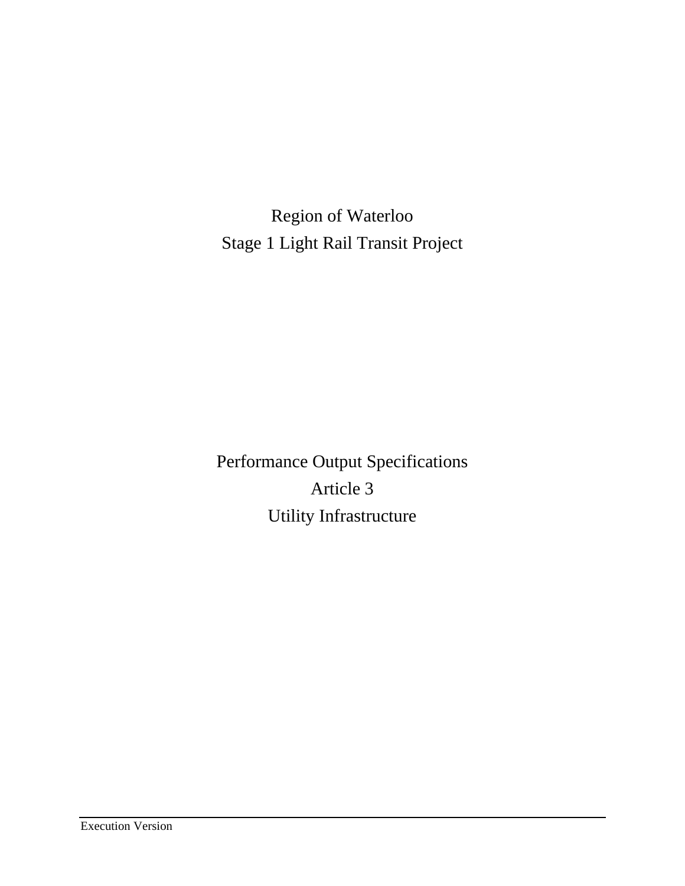# Region of Waterloo
# Stage 1 Light Rail Transit Project

## Performance Output Specifications
## Article 3
## Utility Infrastructure

Execution Version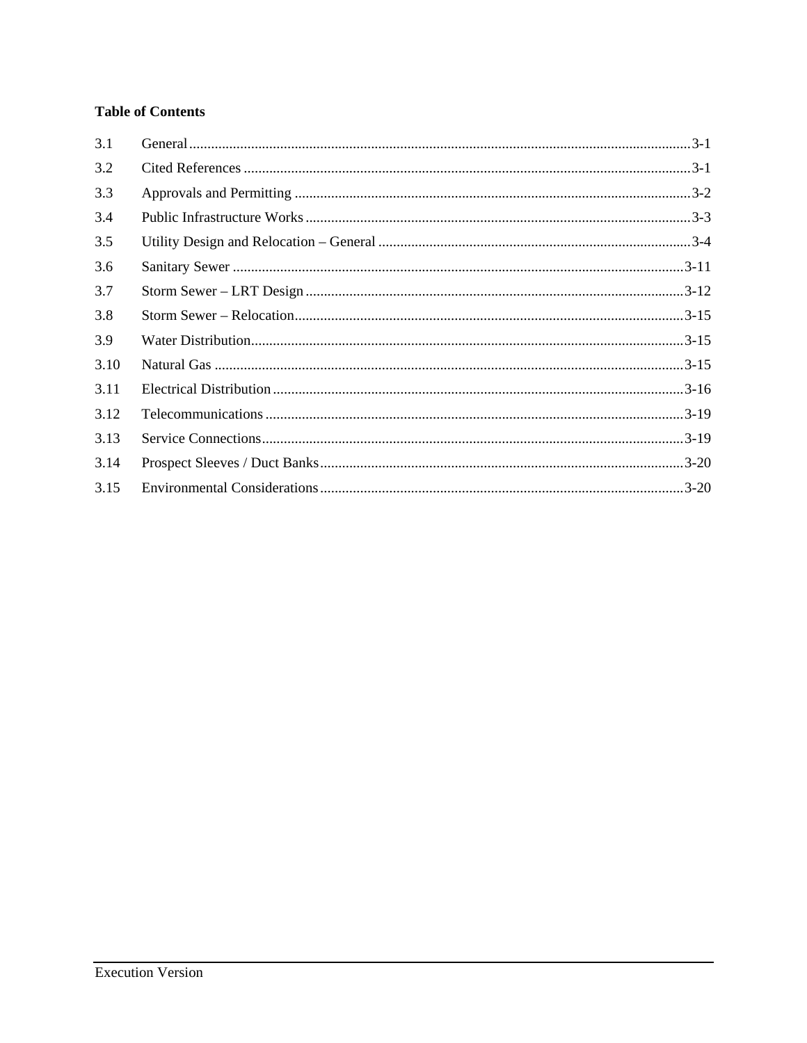**Table of Contents**

| | | |
|---|---|---|
| 3.1 | General | 3-1 |
| 3.2 | Cited References | 3-1 |
| 3.3 | Approvals and Permitting | 3-2 |
| 3.4 | Public Infrastructure Works | 3-3 |
| 3.5 | Utility Design and Relocation – General | 3-4 |
| 3.6 | Sanitary Sewer | 3-11 |
| 3.7 | Storm Sewer – LRT Design | 3-12 |
| 3.8 | Storm Sewer – Relocation | 3-15 |
| 3.9 | Water Distribution | 3-15 |
| 3.10 | Natural Gas | 3-15 |
| 3.11 | Electrical Distribution | 3-16 |
| 3.12 | Telecommunications | 3-19 |
| 3.13 | Service Connections | 3-19 |
| 3.14 | Prospect Sleeves / Duct Banks | 3-20 |
| 3.15 | Environmental Considerations | 3-20 |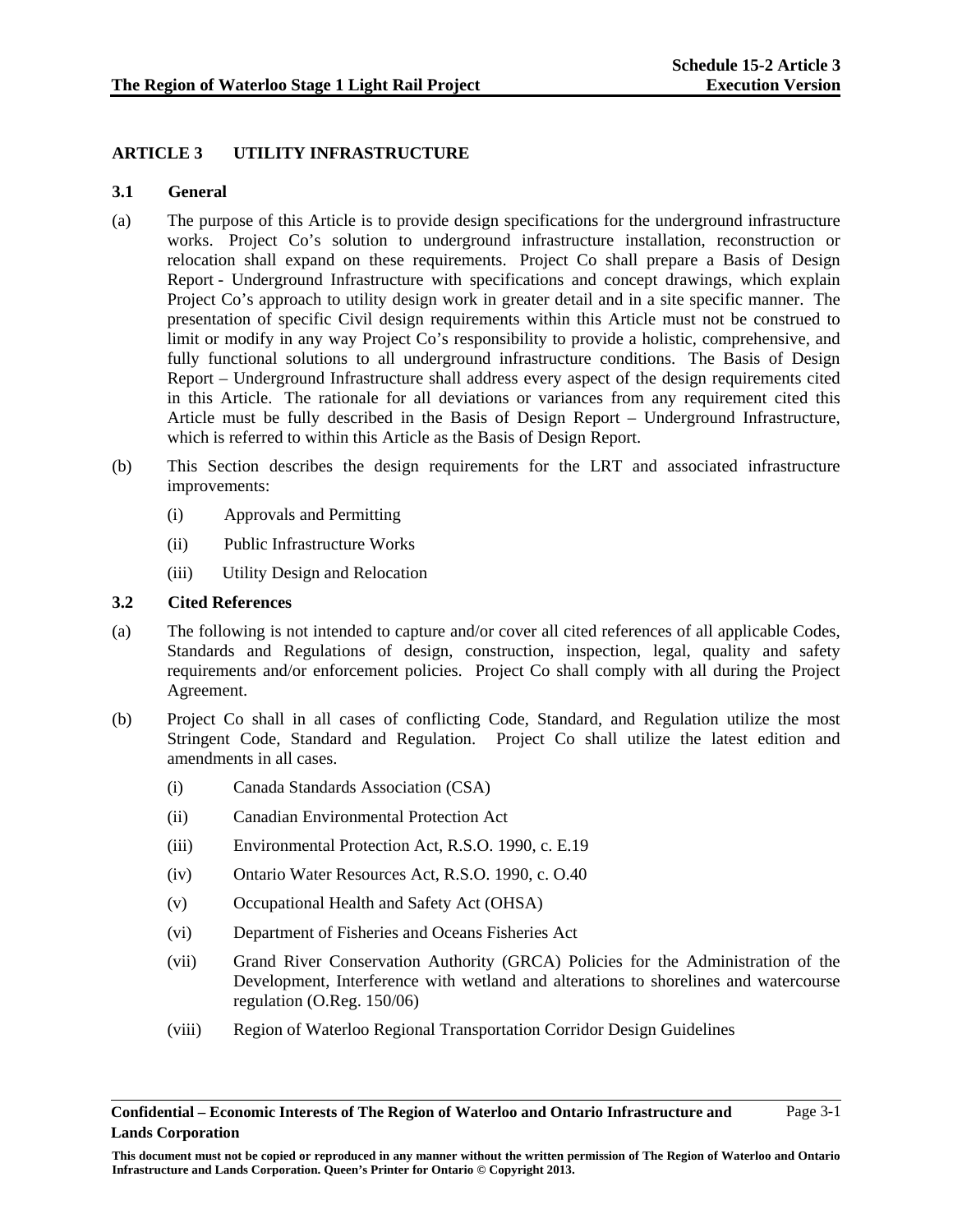## ARTICLE 3 UTILITY INFRASTRUCTURE

### 3.1 General

(a) The purpose of this Article is to provide design specifications for the underground infrastructure works. Project Co's solution to underground infrastructure installation, reconstruction or relocation shall expand on these requirements. Project Co shall prepare a Basis of Design Report - Underground Infrastructure with specifications and concept drawings, which explain Project Co's approach to utility design work in greater detail and in a site specific manner. The presentation of specific Civil design requirements within this Article must not be construed to limit or modify in any way Project Co's responsibility to provide a holistic, comprehensive, and fully functional solutions to all underground infrastructure conditions. The Basis of Design Report – Underground Infrastructure shall address every aspect of the design requirements cited in this Article. The rationale for all deviations or variances from any requirement cited this Article must be fully described in the Basis of Design Report – Underground Infrastructure, which is referred to within this Article as the Basis of Design Report.

(b) This Section describes the design requirements for the LRT and associated infrastructure improvements:

- (i) Approvals and Permitting
- (ii) Public Infrastructure Works
- (iii) Utility Design and Relocation

### 3.2 Cited References

(a) The following is not intended to capture and/or cover all cited references of all applicable Codes, Standards and Regulations of design, construction, inspection, legal, quality and safety requirements and/or enforcement policies. Project Co shall comply with all during the Project Agreement.

(b) Project Co shall in all cases of conflicting Code, Standard, and Regulation utilize the most Stringent Code, Standard and Regulation. Project Co shall utilize the latest edition and amendments in all cases.

- (i) Canada Standards Association (CSA)
- (ii) Canadian Environmental Protection Act
- (iii) Environmental Protection Act, R.S.O. 1990, c. E.19
- (iv) Ontario Water Resources Act, R.S.O. 1990, c. O.40
- (v) Occupational Health and Safety Act (OHSA)
- (vi) Department of Fisheries and Oceans Fisheries Act
- (vii) Grand River Conservation Authority (GRCA) Policies for the Administration of the Development, Interference with wetland and alterations to shorelines and watercourse regulation (O.Reg. 150/06)
- (viii) Region of Waterloo Regional Transportation Corridor Design Guidelines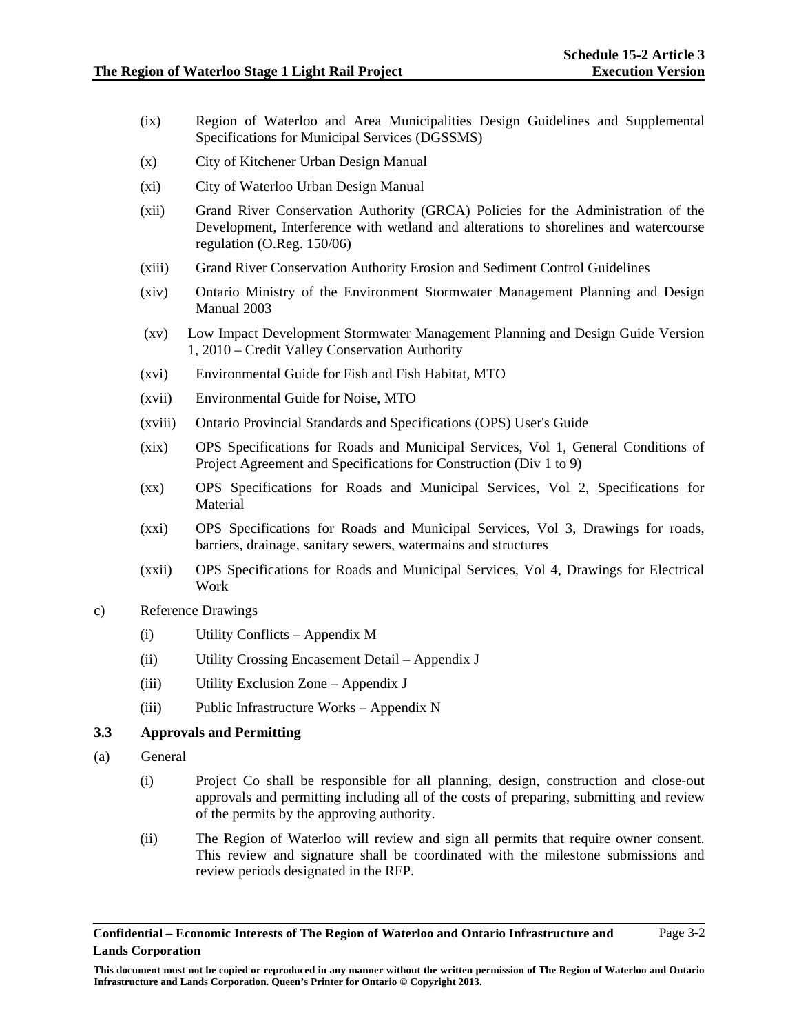(ix) Region of Waterloo and Area Municipalities Design Guidelines and Supplemental Specifications for Municipal Services (DGSSMS)

(x) City of Kitchener Urban Design Manual

(xi) City of Waterloo Urban Design Manual

(xii) Grand River Conservation Authority (GRCA) Policies for the Administration of the Development, Interference with wetland and alterations to shorelines and watercourse regulation (O.Reg. 150/06)

(xiii) Grand River Conservation Authority Erosion and Sediment Control Guidelines

(xiv) Ontario Ministry of the Environment Stormwater Management Planning and Design Manual 2003

(xv) Low Impact Development Stormwater Management Planning and Design Guide Version 1, 2010 – Credit Valley Conservation Authority

(xvi) Environmental Guide for Fish and Fish Habitat, MTO

(xvii) Environmental Guide for Noise, MTO

(xviii) Ontario Provincial Standards and Specifications (OPS) User's Guide

(xix) OPS Specifications for Roads and Municipal Services, Vol 1, General Conditions of Project Agreement and Specifications for Construction (Div 1 to 9)

(xx) OPS Specifications for Roads and Municipal Services, Vol 2, Specifications for Material

(xxi) OPS Specifications for Roads and Municipal Services, Vol 3, Drawings for roads, barriers, drainage, sanitary sewers, watermains and structures

(xxii) OPS Specifications for Roads and Municipal Services, Vol 4, Drawings for Electrical Work

c) Reference Drawings

(i) Utility Conflicts – Appendix M

(ii) Utility Crossing Encasement Detail – Appendix J

(iii) Utility Exclusion Zone – Appendix J

(iii) Public Infrastructure Works – Appendix N

### 3.3 Approvals and Permitting

(a) General

(i) Project Co shall be responsible for all planning, design, construction and close-out approvals and permitting including all of the costs of preparing, submitting and review of the permits by the approving authority.

(ii) The Region of Waterloo will review and sign all permits that require owner consent. This review and signature shall be coordinated with the milestone submissions and review periods designated in the RFP.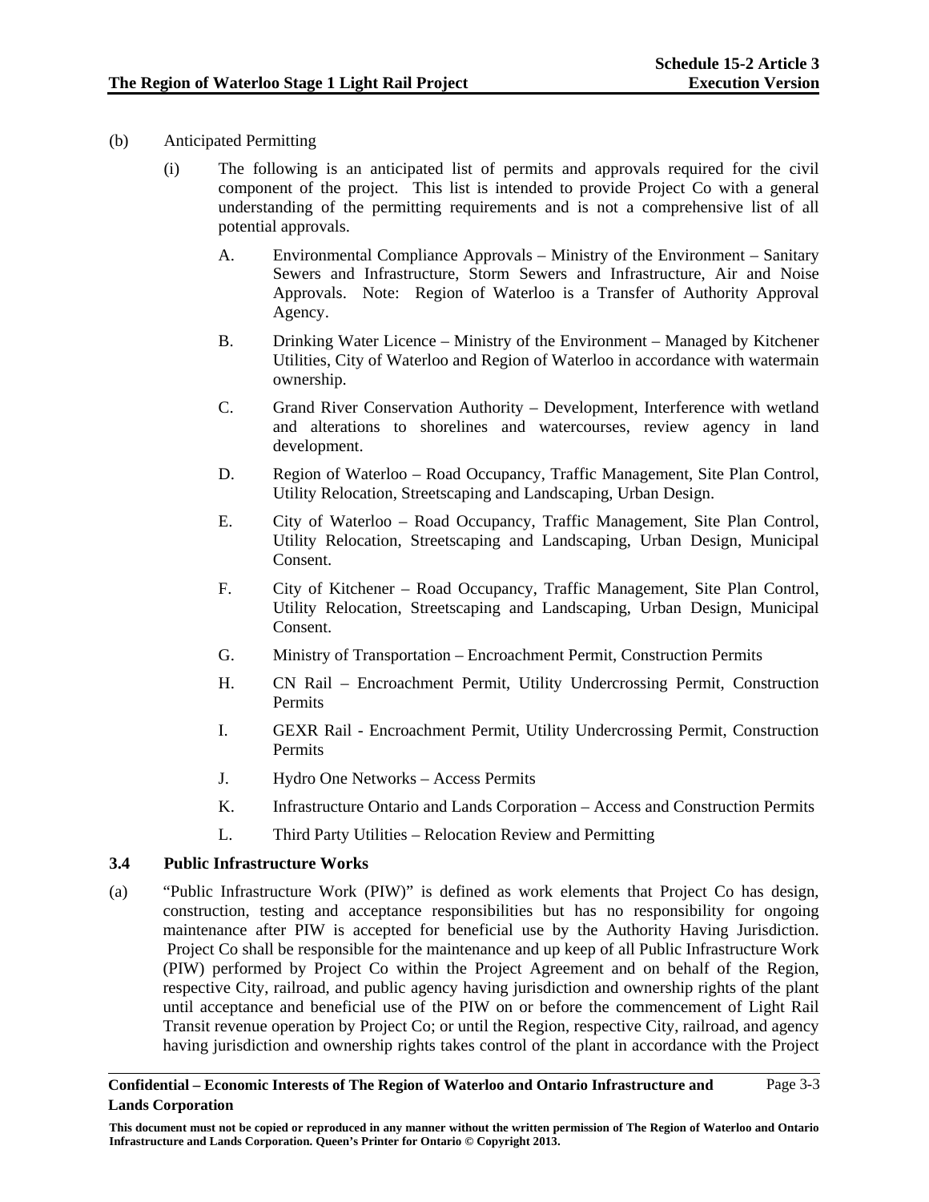(b) Anticipated Permitting

(i) The following is an anticipated list of permits and approvals required for the civil component of the project. This list is intended to provide Project Co with a general understanding of the permitting requirements and is not a comprehensive list of all potential approvals.

A. Environmental Compliance Approvals – Ministry of the Environment – Sanitary Sewers and Infrastructure, Storm Sewers and Infrastructure, Air and Noise Approvals. Note: Region of Waterloo is a Transfer of Authority Approval Agency.

B. Drinking Water Licence – Ministry of the Environment – Managed by Kitchener Utilities, City of Waterloo and Region of Waterloo in accordance with watermain ownership.

C. Grand River Conservation Authority – Development, Interference with wetland and alterations to shorelines and watercourses, review agency in land development.

D. Region of Waterloo – Road Occupancy, Traffic Management, Site Plan Control, Utility Relocation, Streetscaping and Landscaping, Urban Design.

E. City of Waterloo – Road Occupancy, Traffic Management, Site Plan Control, Utility Relocation, Streetscaping and Landscaping, Urban Design, Municipal Consent.

F. City of Kitchener – Road Occupancy, Traffic Management, Site Plan Control, Utility Relocation, Streetscaping and Landscaping, Urban Design, Municipal Consent.

G. Ministry of Transportation – Encroachment Permit, Construction Permits

H. CN Rail – Encroachment Permit, Utility Undercrossing Permit, Construction Permits

I. GEXR Rail - Encroachment Permit, Utility Undercrossing Permit, Construction Permits

J. Hydro One Networks – Access Permits

K. Infrastructure Ontario and Lands Corporation – Access and Construction Permits

L. Third Party Utilities – Relocation Review and Permitting

### 3.4 Public Infrastructure Works

(a) "Public Infrastructure Work (PIW)" is defined as work elements that Project Co has design, construction, testing and acceptance responsibilities but has no responsibility for ongoing maintenance after PIW is accepted for beneficial use by the Authority Having Jurisdiction. Project Co shall be responsible for the maintenance and up keep of all Public Infrastructure Work (PIW) performed by Project Co within the Project Agreement and on behalf of the Region, respective City, railroad, and public agency having jurisdiction and ownership rights of the plant until acceptance and beneficial use of the PIW on or before the commencement of Light Rail Transit revenue operation by Project Co; or until the Region, respective City, railroad, and agency having jurisdiction and ownership rights takes control of the plant in accordance with the Project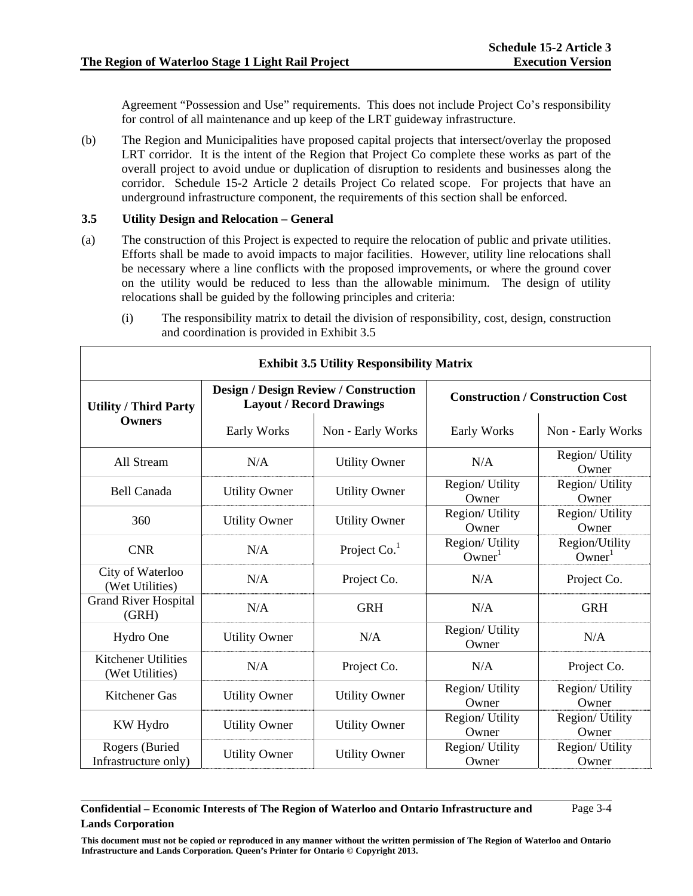Agreement "Possession and Use" requirements. This does not include Project Co's responsibility for control of all maintenance and up keep of the LRT guideway infrastructure.

(b) The Region and Municipalities have proposed capital projects that intersect/overlay the proposed LRT corridor. It is the intent of the Region that Project Co complete these works as part of the overall project to avoid undue or duplication of disruption to residents and businesses along the corridor. Schedule 15-2 Article 2 details Project Co related scope. For projects that have an underground infrastructure component, the requirements of this section shall be enforced.

### 3.5 Utility Design and Relocation – General

(a) The construction of this Project is expected to require the relocation of public and private utilities. Efforts shall be made to avoid impacts to major facilities. However, utility line relocations shall be necessary where a line conflicts with the proposed improvements, or where the ground cover on the utility would be reduced to less than the allowable minimum. The design of utility relocations shall be guided by the following principles and criteria:

(i) The responsibility matrix to detail the division of responsibility, cost, design, construction and coordination is provided in Exhibit 3.5

**Exhibit 3.5 Utility Responsibility Matrix**

| Utility / Third Party Owners | Design / Design Review / Construction Layout / Record Drawings | | Construction / Construction Cost | |
|---|---|---|---|---|
| | Early Works | Non - Early Works | Early Works | Non - Early Works |
| All Stream | N/A | Utility Owner | N/A | Region/ Utility Owner |
| Bell Canada | Utility Owner | Utility Owner | Region/ Utility Owner | Region/ Utility Owner |
| 360 | Utility Owner | Utility Owner | Region/ Utility Owner | Region/ Utility Owner |
| CNR | N/A | Project Co.[1] | Region/ Utility Owner[1] | Region/Utility Owner[1] |
| City of Waterloo (Wet Utilities) | N/A | Project Co. | N/A | Project Co. |
| Grand River Hospital (GRH) | N/A | GRH | N/A | GRH |
| Hydro One | Utility Owner | N/A | Region/ Utility Owner | N/A |
| Kitchener Utilities (Wet Utilities) | N/A | Project Co. | N/A | Project Co. |
| Kitchener Gas | Utility Owner | Utility Owner | Region/ Utility Owner | Region/ Utility Owner |
| KW Hydro | Utility Owner | Utility Owner | Region/ Utility Owner | Region/ Utility Owner |
| Rogers (Buried Infrastructure only) | Utility Owner | Utility Owner | Region/ Utility Owner | Region/ Utility Owner |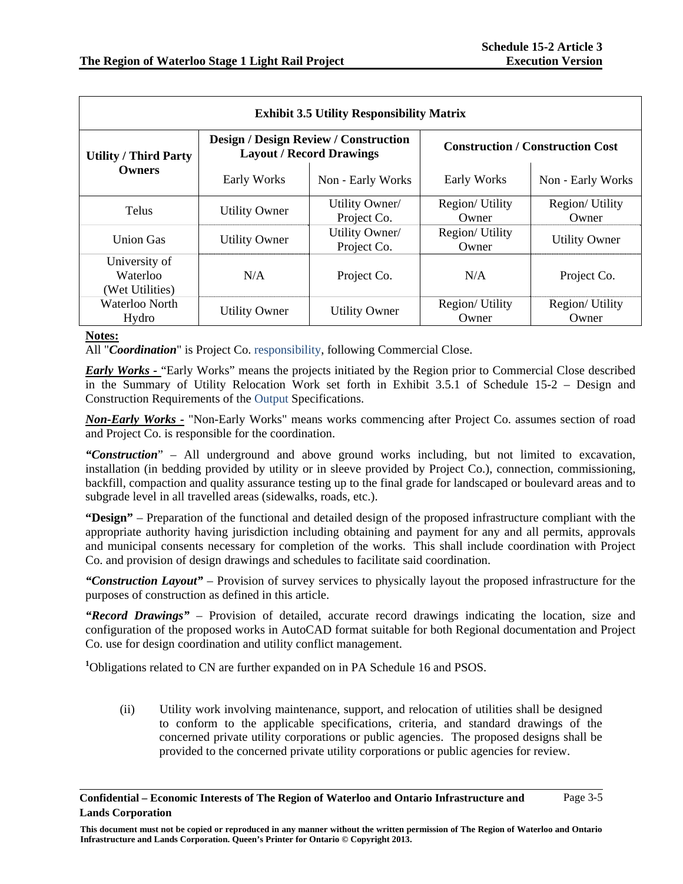| Exhibit 3.5 Utility Responsibility Matrix | | | | |
|---|---|---|---|---|
| **Utility / Third Party Owners** | **Design / Design Review / Construction Layout / Record Drawings** | | **Construction / Construction Cost** | |
| | Early Works | Non - Early Works | Early Works | Non - Early Works |
| Telus | Utility Owner | Utility Owner/ Project Co. | Region/ Utility Owner | Region/ Utility Owner |
| Union Gas | Utility Owner | Utility Owner/ Project Co. | Region/ Utility Owner | Utility Owner |
| University of Waterloo (Wet Utilities) | N/A | Project Co. | N/A | Project Co. |
| Waterloo North Hydro | Utility Owner | Utility Owner | Region/ Utility Owner | Region/ Utility Owner |

**Notes:**

All "***Coordination***" is Project Co. responsibility, following Commercial Close.

***Early Works -*** "Early Works" means the projects initiated by the Region prior to Commercial Close described in the Summary of Utility Relocation Work set forth in Exhibit 3.5.1 of Schedule 15-2 – Design and Construction Requirements of the Output Specifications.

***Non-Early Works -*** "Non-Early Works" means works commencing after Project Co. assumes section of road and Project Co. is responsible for the coordination.

***"Construction"*** – All underground and above ground works including, but not limited to excavation, installation (in bedding provided by utility or in sleeve provided by Project Co.), connection, commissioning, backfill, compaction and quality assurance testing up to the final grade for landscaped or boulevard areas and to subgrade level in all travelled areas (sidewalks, roads, etc.).

**"Design"** – Preparation of the functional and detailed design of the proposed infrastructure compliant with the appropriate authority having jurisdiction including obtaining and payment for any and all permits, approvals and municipal consents necessary for completion of the works. This shall include coordination with Project Co. and provision of design drawings and schedules to facilitate said coordination.

***"Construction Layout"*** – Provision of survey services to physically layout the proposed infrastructure for the purposes of construction as defined in this article.

***"Record Drawings"*** – Provision of detailed, accurate record drawings indicating the location, size and configuration of the proposed works in AutoCAD format suitable for both Regional documentation and Project Co. use for design coordination and utility conflict management.

[1] Obligations related to CN are further expanded on in PA Schedule 16 and PSOS.

(ii) Utility work involving maintenance, support, and relocation of utilities shall be designed to conform to the applicable specifications, criteria, and standard drawings of the concerned private utility corporations or public agencies. The proposed designs shall be provided to the concerned private utility corporations or public agencies for review.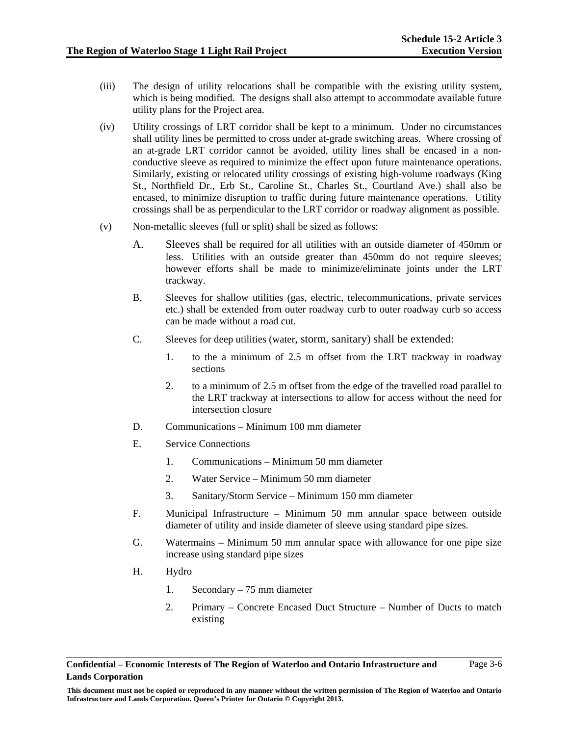(iii) The design of utility relocations shall be compatible with the existing utility system, which is being modified. The designs shall also attempt to accommodate available future utility plans for the Project area.

(iv) Utility crossings of LRT corridor shall be kept to a minimum. Under no circumstances shall utility lines be permitted to cross under at-grade switching areas. Where crossing of an at-grade LRT corridor cannot be avoided, utility lines shall be encased in a non-conductive sleeve as required to minimize the effect upon future maintenance operations. Similarly, existing or relocated utility crossings of existing high-volume roadways (King St., Northfield Dr., Erb St., Caroline St., Charles St., Courtland Ave.) shall also be encased, to minimize disruption to traffic during future maintenance operations. Utility crossings shall be as perpendicular to the LRT corridor or roadway alignment as possible.

(v) Non-metallic sleeves (full or split) shall be sized as follows:

A. Sleeves shall be required for all utilities with an outside diameter of 450mm or less. Utilities with an outside greater than 450mm do not require sleeves; however efforts shall be made to minimize/eliminate joints under the LRT trackway.

B. Sleeves for shallow utilities (gas, electric, telecommunications, private services etc.) shall be extended from outer roadway curb to outer roadway curb so access can be made without a road cut.

C. Sleeves for deep utilities (water, storm, sanitary) shall be extended:

1. to the a minimum of 2.5 m offset from the LRT trackway in roadway sections

2. to a minimum of 2.5 m offset from the edge of the travelled road parallel to the LRT trackway at intersections to allow for access without the need for intersection closure

D. Communications – Minimum 100 mm diameter

E. Service Connections

1. Communications – Minimum 50 mm diameter

2. Water Service – Minimum 50 mm diameter

3. Sanitary/Storm Service – Minimum 150 mm diameter

F. Municipal Infrastructure – Minimum 50 mm annular space between outside diameter of utility and inside diameter of sleeve using standard pipe sizes.

G. Watermains – Minimum 50 mm annular space with allowance for one pipe size increase using standard pipe sizes

H. Hydro

1. Secondary – 75 mm diameter

2. Primary – Concrete Encased Duct Structure – Number of Ducts to match existing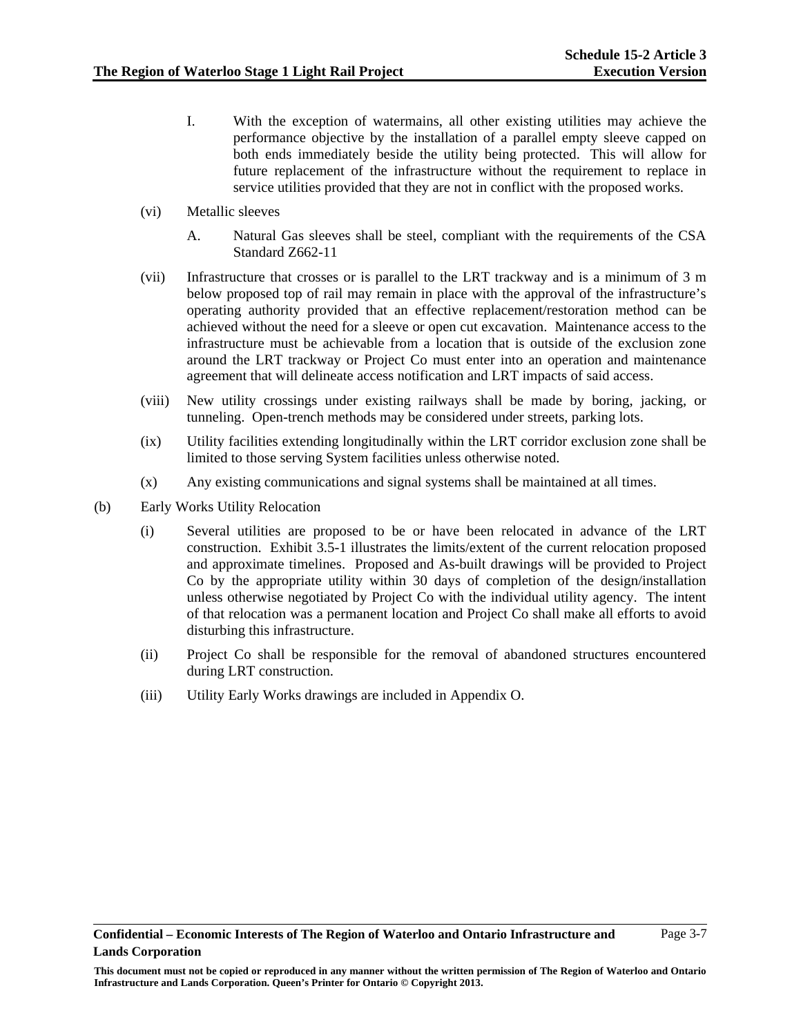I. With the exception of watermains, all other existing utilities may achieve the performance objective by the installation of a parallel empty sleeve capped on both ends immediately beside the utility being protected. This will allow for future replacement of the infrastructure without the requirement to replace in service utilities provided that they are not in conflict with the proposed works.

(vi) Metallic sleeves

A. Natural Gas sleeves shall be steel, compliant with the requirements of the CSA Standard Z662-11

(vii) Infrastructure that crosses or is parallel to the LRT trackway and is a minimum of 3 m below proposed top of rail may remain in place with the approval of the infrastructure's operating authority provided that an effective replacement/restoration method can be achieved without the need for a sleeve or open cut excavation. Maintenance access to the infrastructure must be achievable from a location that is outside of the exclusion zone around the LRT trackway or Project Co must enter into an operation and maintenance agreement that will delineate access notification and LRT impacts of said access.

(viii) New utility crossings under existing railways shall be made by boring, jacking, or tunneling. Open-trench methods may be considered under streets, parking lots.

(ix) Utility facilities extending longitudinally within the LRT corridor exclusion zone shall be limited to those serving System facilities unless otherwise noted.

(x) Any existing communications and signal systems shall be maintained at all times.

(b) Early Works Utility Relocation

(i) Several utilities are proposed to be or have been relocated in advance of the LRT construction. Exhibit 3.5-1 illustrates the limits/extent of the current relocation proposed and approximate timelines. Proposed and As-built drawings will be provided to Project Co by the appropriate utility within 30 days of completion of the design/installation unless otherwise negotiated by Project Co with the individual utility agency. The intent of that relocation was a permanent location and Project Co shall make all efforts to avoid disturbing this infrastructure.

(ii) Project Co shall be responsible for the removal of abandoned structures encountered during LRT construction.

(iii) Utility Early Works drawings are included in Appendix O.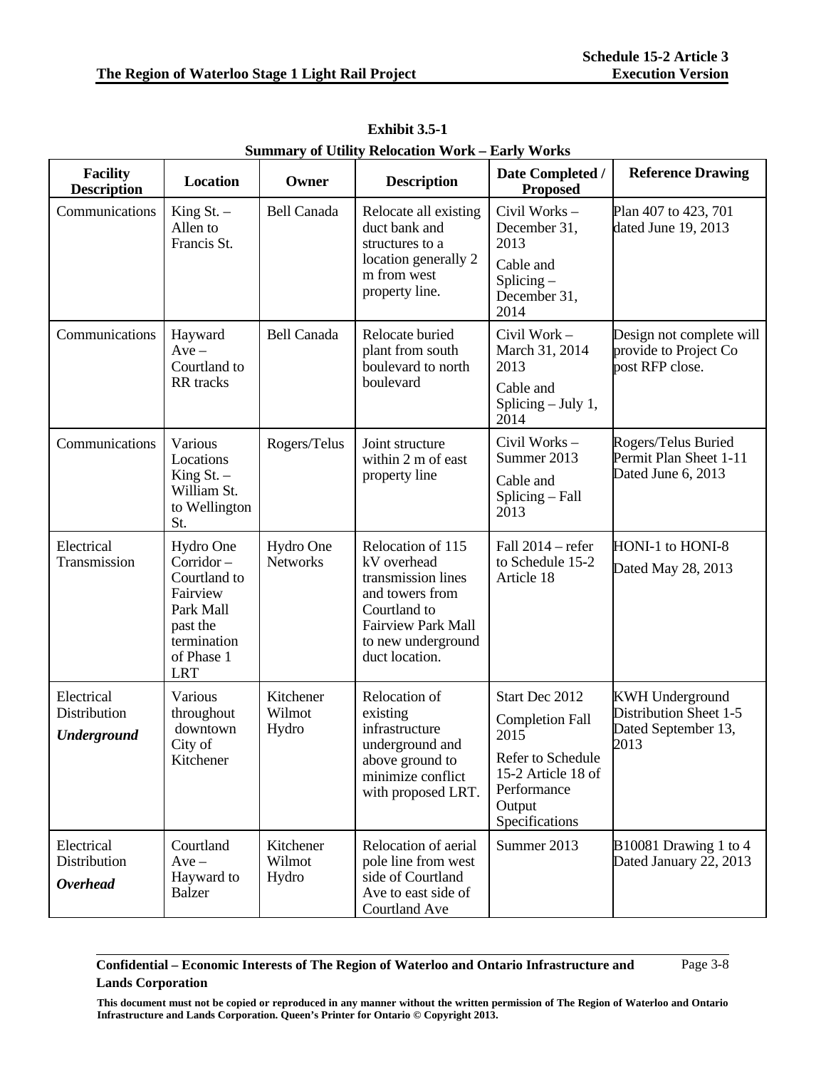**Exhibit 3.5-1**

**Summary of Utility Relocation Work – Early Works**

| Facility Description | Location | Owner | Description | Date Completed / Proposed | Reference Drawing |
|---|---|---|---|---|---|
| Communications | King St. – Allen to Francis St. | Bell Canada | Relocate all existing duct bank and structures to a location generally 2 m from west property line. | Civil Works – December 31, 2013<br>Cable and Splicing – December 31, 2014 | Plan 407 to 423, 701 dated June 19, 2013 |
| Communications | Hayward Ave – Courtland to RR tracks | Bell Canada | Relocate buried plant from south boulevard to north boulevard | Civil Work – March 31, 2014 2013<br>Cable and Splicing – July 1, 2014 | Design not complete will provide to Project Co post RFP close. |
| Communications | Various Locations King St. – William St. to Wellington St. | Rogers/Telus | Joint structure within 2 m of east property line | Civil Works – Summer 2013<br>Cable and Splicing – Fall 2013 | Rogers/Telus Buried Permit Plan Sheet 1-11 Dated June 6, 2013 |
| Electrical Transmission | Hydro One Corridor – Courtland to Fairview Park Mall past the termination of Phase 1 LRT | Hydro One Networks | Relocation of 115 kV overhead transmission lines and towers from Courtland to Fairview Park Mall to new underground duct location. | Fall 2014 – refer to Schedule 15-2 Article 18 | HONI-1 to HONI-8<br>Dated May 28, 2013 |
| Electrical Distribution<br>***Underground*** | Various throughout downtown City of Kitchener | Kitchener Wilmot Hydro | Relocation of existing infrastructure underground and above ground to minimize conflict with proposed LRT. | Start Dec 2012<br>Completion Fall 2015<br>Refer to Schedule 15-2 Article 18 of Performance Output Specifications | KWH Underground Distribution Sheet 1-5 Dated September 13, 2013 |
| Electrical Distribution<br>***Overhead*** | Courtland Ave – Hayward to Balzer | Kitchener Wilmot Hydro | Relocation of aerial pole line from west side of Courtland Ave to east side of Courtland Ave | Summer 2013 | B10081 Drawing 1 to 4 Dated January 22, 2013 |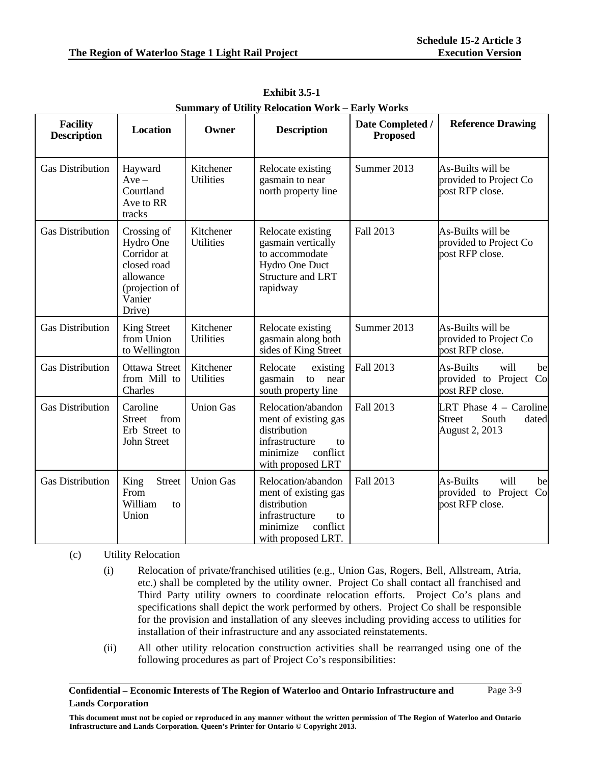**Exhibit 3.5-1**

**Summary of Utility Relocation Work – Early Works**

| Facility Description | Location | Owner | Description | Date Completed / Proposed | Reference Drawing |
|---|---|---|---|---|---|
| Gas Distribution | Hayward Ave – Courtland Ave to RR tracks | Kitchener Utilities | Relocate existing gasmain to near north property line | Summer 2013 | As-Builts will be provided to Project Co post RFP close. |
| Gas Distribution | Crossing of Hydro One Corridor at closed road allowance (projection of Vanier Drive) | Kitchener Utilities | Relocate existing gasmain vertically to accommodate Hydro One Duct Structure and LRT rapidway | Fall 2013 | As-Builts will be provided to Project Co post RFP close. |
| Gas Distribution | King Street from Union to Wellington | Kitchener Utilities | Relocate existing gasmain along both sides of King Street | Summer 2013 | As-Builts will be provided to Project Co post RFP close. |
| Gas Distribution | Ottawa Street from Mill to Charles | Kitchener Utilities | Relocate existing gasmain to near south property line | Fall 2013 | As-Builts will be provided to Project Co post RFP close. |
| Gas Distribution | Caroline Street from Erb Street to John Street | Union Gas | Relocation/abandonment of existing gas distribution infrastructure to minimize conflict with proposed LRT | Fall 2013 | LRT Phase 4 – Caroline Street South dated August 2, 2013 |
| Gas Distribution | King Street From William to Union | Union Gas | Relocation/abandonment of existing gas distribution infrastructure to minimize conflict with proposed LRT. | Fall 2013 | As-Builts will be provided to Project Co post RFP close. |

(c) Utility Relocation

(i) Relocation of private/franchised utilities (e.g., Union Gas, Rogers, Bell, Allstream, Atria, etc.) shall be completed by the utility owner. Project Co shall contact all franchised and Third Party utility owners to coordinate relocation efforts. Project Co's plans and specifications shall depict the work performed by others. Project Co shall be responsible for the provision and installation of any sleeves including providing access to utilities for installation of their infrastructure and any associated reinstatements.

(ii) All other utility relocation construction activities shall be rearranged using one of the following procedures as part of Project Co's responsibilities: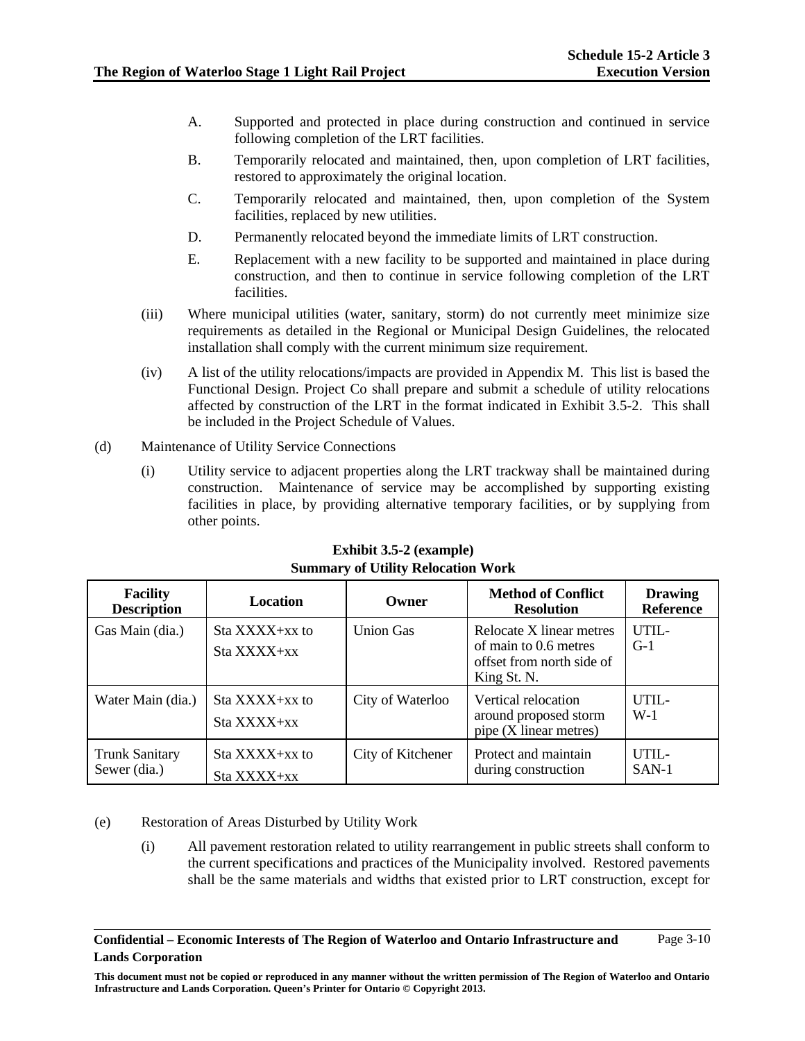A. Supported and protected in place during construction and continued in service following completion of the LRT facilities.

B. Temporarily relocated and maintained, then, upon completion of LRT facilities, restored to approximately the original location.

C. Temporarily relocated and maintained, then, upon completion of the System facilities, replaced by new utilities.

D. Permanently relocated beyond the immediate limits of LRT construction.

E. Replacement with a new facility to be supported and maintained in place during construction, and then to continue in service following completion of the LRT facilities.

(iii) Where municipal utilities (water, sanitary, storm) do not currently meet minimize size requirements as detailed in the Regional or Municipal Design Guidelines, the relocated installation shall comply with the current minimum size requirement.

(iv) A list of the utility relocations/impacts are provided in Appendix M. This list is based the Functional Design. Project Co shall prepare and submit a schedule of utility relocations affected by construction of the LRT in the format indicated in Exhibit 3.5-2. This shall be included in the Project Schedule of Values.

(d) Maintenance of Utility Service Connections

(i) Utility service to adjacent properties along the LRT trackway shall be maintained during construction. Maintenance of service may be accomplished by supporting existing facilities in place, by providing alternative temporary facilities, or by supplying from other points.

**Exhibit 3.5-2 (example)**
**Summary of Utility Relocation Work**

| Facility Description | Location | Owner | Method of Conflict Resolution | Drawing Reference |
|---|---|---|---|---|
| Gas Main (dia.) | Sta XXXX+xx to Sta XXXX+xx | Union Gas | Relocate X linear metres of main to 0.6 metres offset from north side of King St. N. | UTIL-G-1 |
| Water Main (dia.) | Sta XXXX+xx to Sta XXXX+xx | City of Waterloo | Vertical relocation around proposed storm pipe (X linear metres) | UTIL-W-1 |
| Trunk Sanitary Sewer (dia.) | Sta XXXX+xx to Sta XXXX+xx | City of Kitchener | Protect and maintain during construction | UTIL-SAN-1 |

(e) Restoration of Areas Disturbed by Utility Work

(i) All pavement restoration related to utility rearrangement in public streets shall conform to the current specifications and practices of the Municipality involved. Restored pavements shall be the same materials and widths that existed prior to LRT construction, except for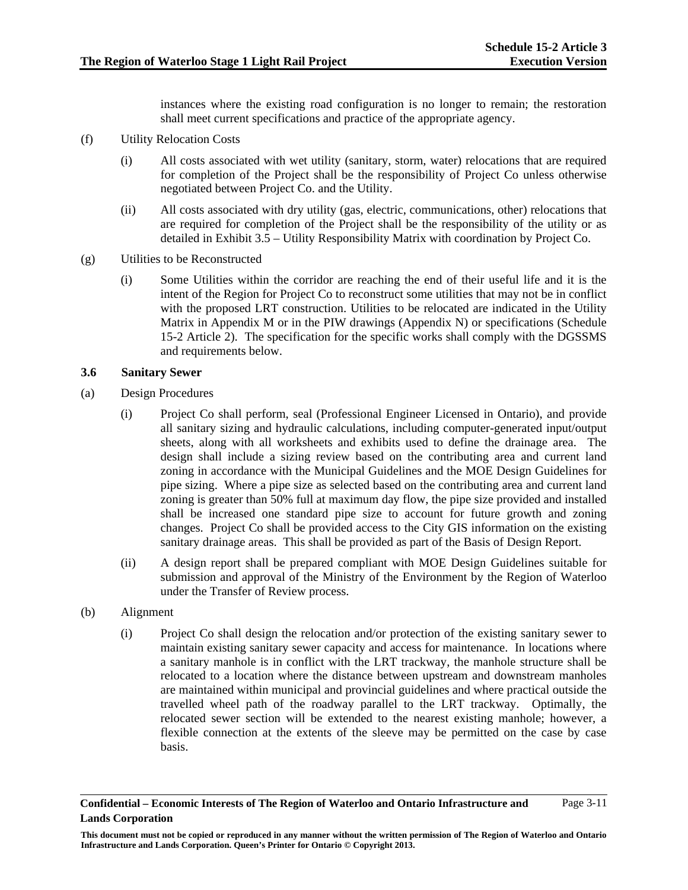instances where the existing road configuration is no longer to remain; the restoration shall meet current specifications and practice of the appropriate agency.

(f) Utility Relocation Costs

(i) All costs associated with wet utility (sanitary, storm, water) relocations that are required for completion of the Project shall be the responsibility of Project Co unless otherwise negotiated between Project Co. and the Utility.

(ii) All costs associated with dry utility (gas, electric, communications, other) relocations that are required for completion of the Project shall be the responsibility of the utility or as detailed in Exhibit 3.5 – Utility Responsibility Matrix with coordination by Project Co.

(g) Utilities to be Reconstructed

(i) Some Utilities within the corridor are reaching the end of their useful life and it is the intent of the Region for Project Co to reconstruct some utilities that may not be in conflict with the proposed LRT construction. Utilities to be relocated are indicated in the Utility Matrix in Appendix M or in the PIW drawings (Appendix N) or specifications (Schedule 15-2 Article 2). The specification for the specific works shall comply with the DGSSMS and requirements below.

### 3.6 Sanitary Sewer

(a) Design Procedures

(i) Project Co shall perform, seal (Professional Engineer Licensed in Ontario), and provide all sanitary sizing and hydraulic calculations, including computer-generated input/output sheets, along with all worksheets and exhibits used to define the drainage area. The design shall include a sizing review based on the contributing area and current land zoning in accordance with the Municipal Guidelines and the MOE Design Guidelines for pipe sizing. Where a pipe size as selected based on the contributing area and current land zoning is greater than 50% full at maximum day flow, the pipe size provided and installed shall be increased one standard pipe size to account for future growth and zoning changes. Project Co shall be provided access to the City GIS information on the existing sanitary drainage areas. This shall be provided as part of the Basis of Design Report.

(ii) A design report shall be prepared compliant with MOE Design Guidelines suitable for submission and approval of the Ministry of the Environment by the Region of Waterloo under the Transfer of Review process.

(b) Alignment

(i) Project Co shall design the relocation and/or protection of the existing sanitary sewer to maintain existing sanitary sewer capacity and access for maintenance. In locations where a sanitary manhole is in conflict with the LRT trackway, the manhole structure shall be relocated to a location where the distance between upstream and downstream manholes are maintained within municipal and provincial guidelines and where practical outside the travelled wheel path of the roadway parallel to the LRT trackway. Optimally, the relocated sewer section will be extended to the nearest existing manhole; however, a flexible connection at the extents of the sleeve may be permitted on the case by case basis.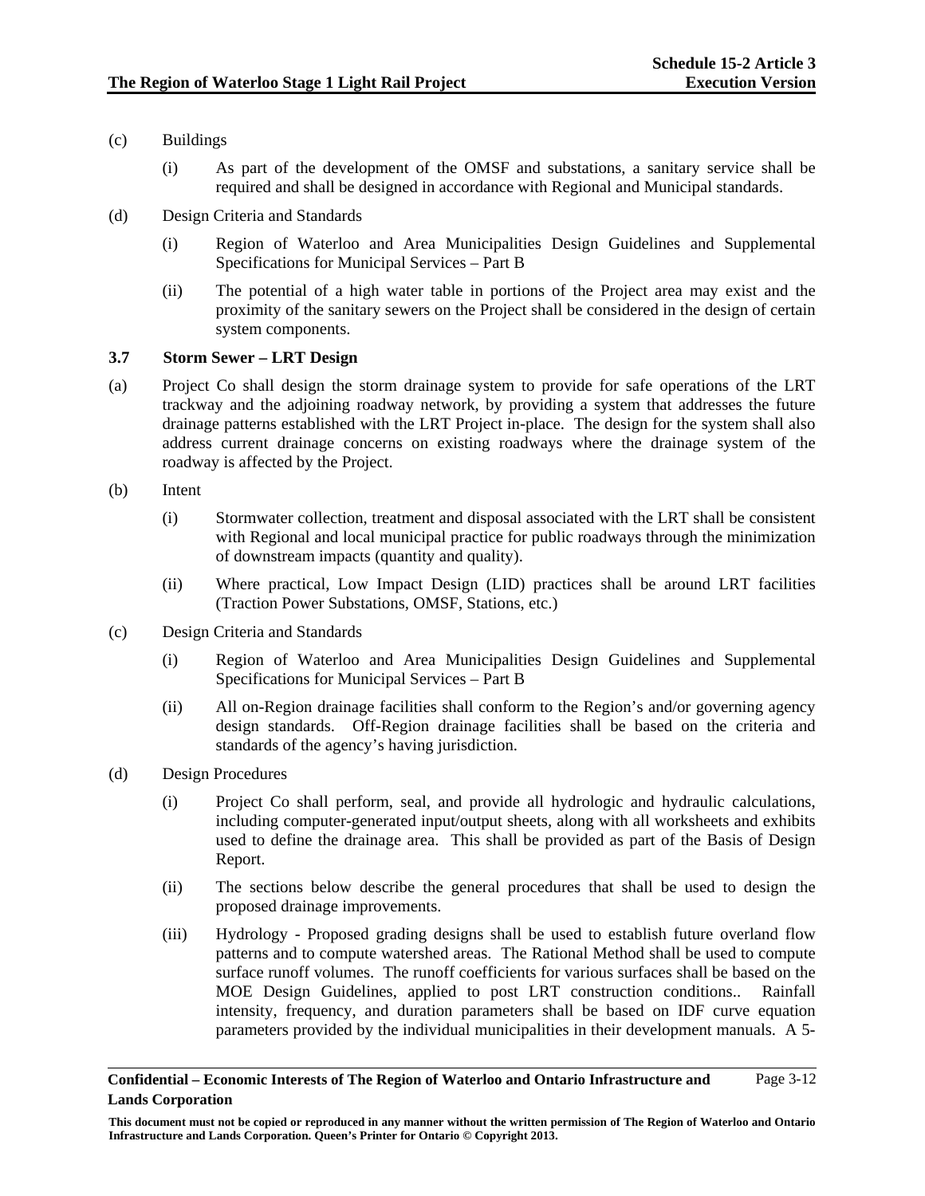(c) Buildings

(i) As part of the development of the OMSF and substations, a sanitary service shall be required and shall be designed in accordance with Regional and Municipal standards.

(d) Design Criteria and Standards

(i) Region of Waterloo and Area Municipalities Design Guidelines and Supplemental Specifications for Municipal Services – Part B

(ii) The potential of a high water table in portions of the Project area may exist and the proximity of the sanitary sewers on the Project shall be considered in the design of certain system components.

### 3.7 Storm Sewer – LRT Design

(a) Project Co shall design the storm drainage system to provide for safe operations of the LRT trackway and the adjoining roadway network, by providing a system that addresses the future drainage patterns established with the LRT Project in-place. The design for the system shall also address current drainage concerns on existing roadways where the drainage system of the roadway is affected by the Project.

(b) Intent

(i) Stormwater collection, treatment and disposal associated with the LRT shall be consistent with Regional and local municipal practice for public roadways through the minimization of downstream impacts (quantity and quality).

(ii) Where practical, Low Impact Design (LID) practices shall be around LRT facilities (Traction Power Substations, OMSF, Stations, etc.)

(c) Design Criteria and Standards

(i) Region of Waterloo and Area Municipalities Design Guidelines and Supplemental Specifications for Municipal Services – Part B

(ii) All on-Region drainage facilities shall conform to the Region's and/or governing agency design standards. Off-Region drainage facilities shall be based on the criteria and standards of the agency's having jurisdiction.

(d) Design Procedures

(i) Project Co shall perform, seal, and provide all hydrologic and hydraulic calculations, including computer-generated input/output sheets, along with all worksheets and exhibits used to define the drainage area. This shall be provided as part of the Basis of Design Report.

(ii) The sections below describe the general procedures that shall be used to design the proposed drainage improvements.

(iii) Hydrology - Proposed grading designs shall be used to establish future overland flow patterns and to compute watershed areas. The Rational Method shall be used to compute surface runoff volumes. The runoff coefficients for various surfaces shall be based on the MOE Design Guidelines, applied to post LRT construction conditions.. Rainfall intensity, frequency, and duration parameters shall be based on IDF curve equation parameters provided by the individual municipalities in their development manuals. A 5-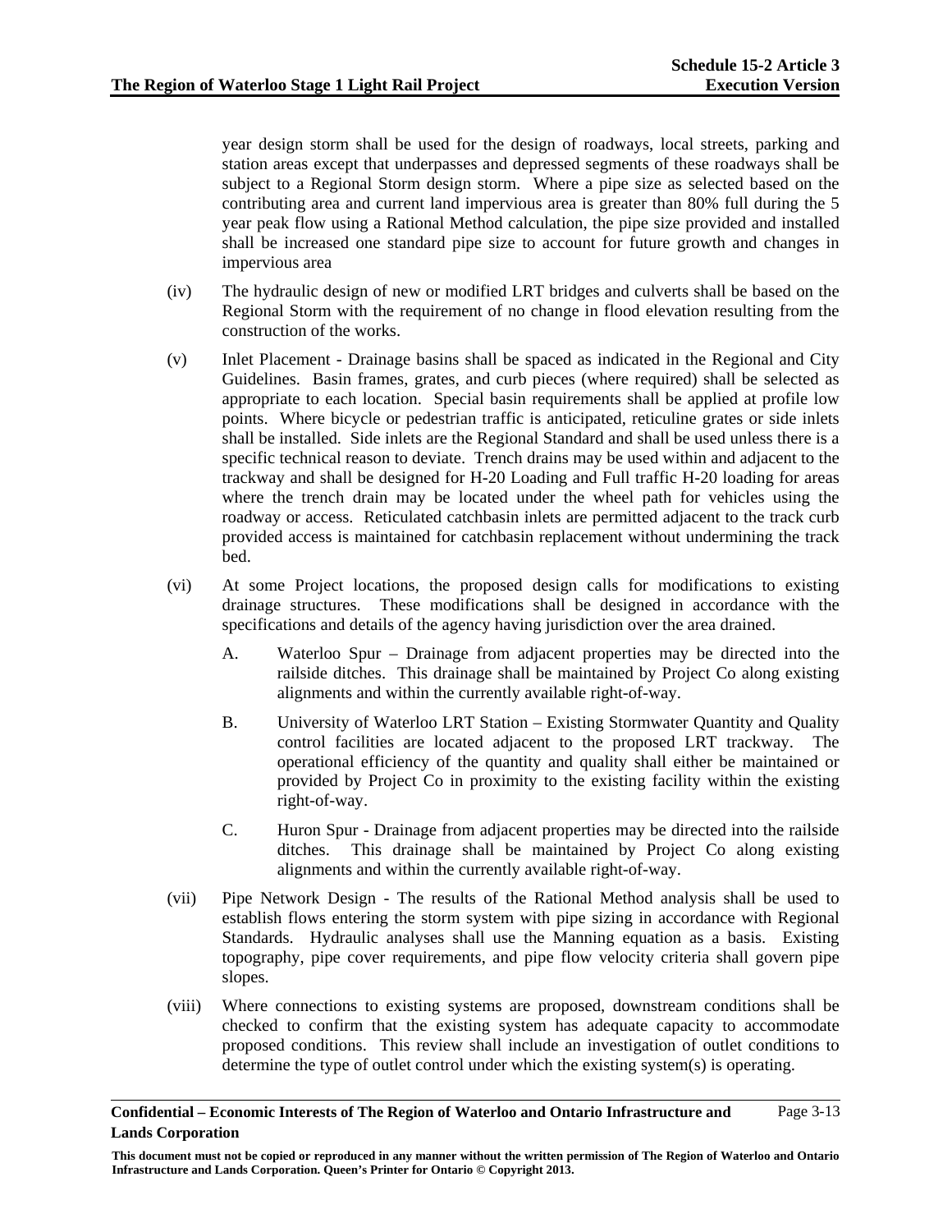year design storm shall be used for the design of roadways, local streets, parking and station areas except that underpasses and depressed segments of these roadways shall be subject to a Regional Storm design storm. Where a pipe size as selected based on the contributing area and current land impervious area is greater than 80% full during the 5 year peak flow using a Rational Method calculation, the pipe size provided and installed shall be increased one standard pipe size to account for future growth and changes in impervious area

(iv) The hydraulic design of new or modified LRT bridges and culverts shall be based on the Regional Storm with the requirement of no change in flood elevation resulting from the construction of the works.

(v) Inlet Placement - Drainage basins shall be spaced as indicated in the Regional and City Guidelines. Basin frames, grates, and curb pieces (where required) shall be selected as appropriate to each location. Special basin requirements shall be applied at profile low points. Where bicycle or pedestrian traffic is anticipated, reticuline grates or side inlets shall be installed. Side inlets are the Regional Standard and shall be used unless there is a specific technical reason to deviate. Trench drains may be used within and adjacent to the trackway and shall be designed for H-20 Loading and Full traffic H-20 loading for areas where the trench drain may be located under the wheel path for vehicles using the roadway or access. Reticulated catchbasin inlets are permitted adjacent to the track curb provided access is maintained for catchbasin replacement without undermining the track bed.

(vi) At some Project locations, the proposed design calls for modifications to existing drainage structures. These modifications shall be designed in accordance with the specifications and details of the agency having jurisdiction over the area drained.

A. Waterloo Spur – Drainage from adjacent properties may be directed into the railside ditches. This drainage shall be maintained by Project Co along existing alignments and within the currently available right-of-way.

B. University of Waterloo LRT Station – Existing Stormwater Quantity and Quality control facilities are located adjacent to the proposed LRT trackway. The operational efficiency of the quantity and quality shall either be maintained or provided by Project Co in proximity to the existing facility within the existing right-of-way.

C. Huron Spur - Drainage from adjacent properties may be directed into the railside ditches. This drainage shall be maintained by Project Co along existing alignments and within the currently available right-of-way.

(vii) Pipe Network Design - The results of the Rational Method analysis shall be used to establish flows entering the storm system with pipe sizing in accordance with Regional Standards. Hydraulic analyses shall use the Manning equation as a basis. Existing topography, pipe cover requirements, and pipe flow velocity criteria shall govern pipe slopes.

(viii) Where connections to existing systems are proposed, downstream conditions shall be checked to confirm that the existing system has adequate capacity to accommodate proposed conditions. This review shall include an investigation of outlet conditions to determine the type of outlet control under which the existing system(s) is operating.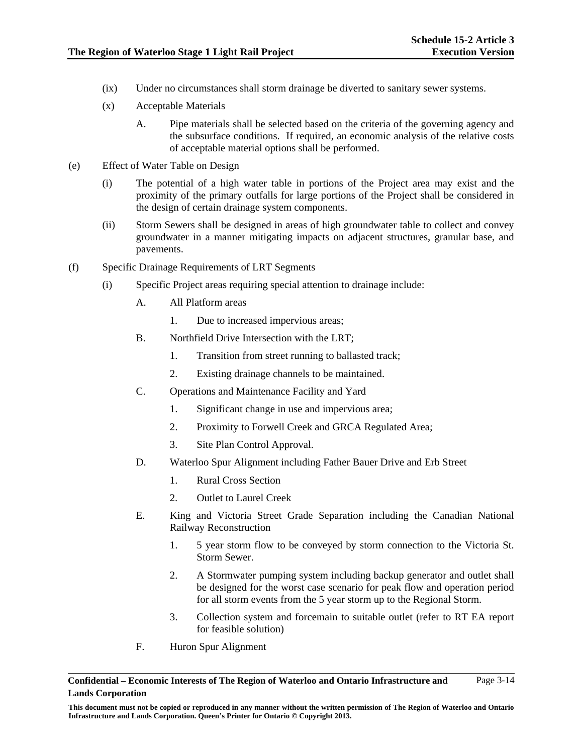(ix) Under no circumstances shall storm drainage be diverted to sanitary sewer systems.

(x) Acceptable Materials

A. Pipe materials shall be selected based on the criteria of the governing agency and the subsurface conditions. If required, an economic analysis of the relative costs of acceptable material options shall be performed.

(e) Effect of Water Table on Design

(i) The potential of a high water table in portions of the Project area may exist and the proximity of the primary outfalls for large portions of the Project shall be considered in the design of certain drainage system components.

(ii) Storm Sewers shall be designed in areas of high groundwater table to collect and convey groundwater in a manner mitigating impacts on adjacent structures, granular base, and pavements.

(f) Specific Drainage Requirements of LRT Segments

(i) Specific Project areas requiring special attention to drainage include:

A. All Platform areas

1. Due to increased impervious areas;

B. Northfield Drive Intersection with the LRT;

1. Transition from street running to ballasted track;

2. Existing drainage channels to be maintained.

C. Operations and Maintenance Facility and Yard

1. Significant change in use and impervious area;

2. Proximity to Forwell Creek and GRCA Regulated Area;

3. Site Plan Control Approval.

D. Waterloo Spur Alignment including Father Bauer Drive and Erb Street

1. Rural Cross Section

2. Outlet to Laurel Creek

E. King and Victoria Street Grade Separation including the Canadian National Railway Reconstruction

1. 5 year storm flow to be conveyed by storm connection to the Victoria St. Storm Sewer.

2. A Stormwater pumping system including backup generator and outlet shall be designed for the worst case scenario for peak flow and operation period for all storm events from the 5 year storm up to the Regional Storm.

3. Collection system and forcemain to suitable outlet (refer to RT EA report for feasible solution)

F. Huron Spur Alignment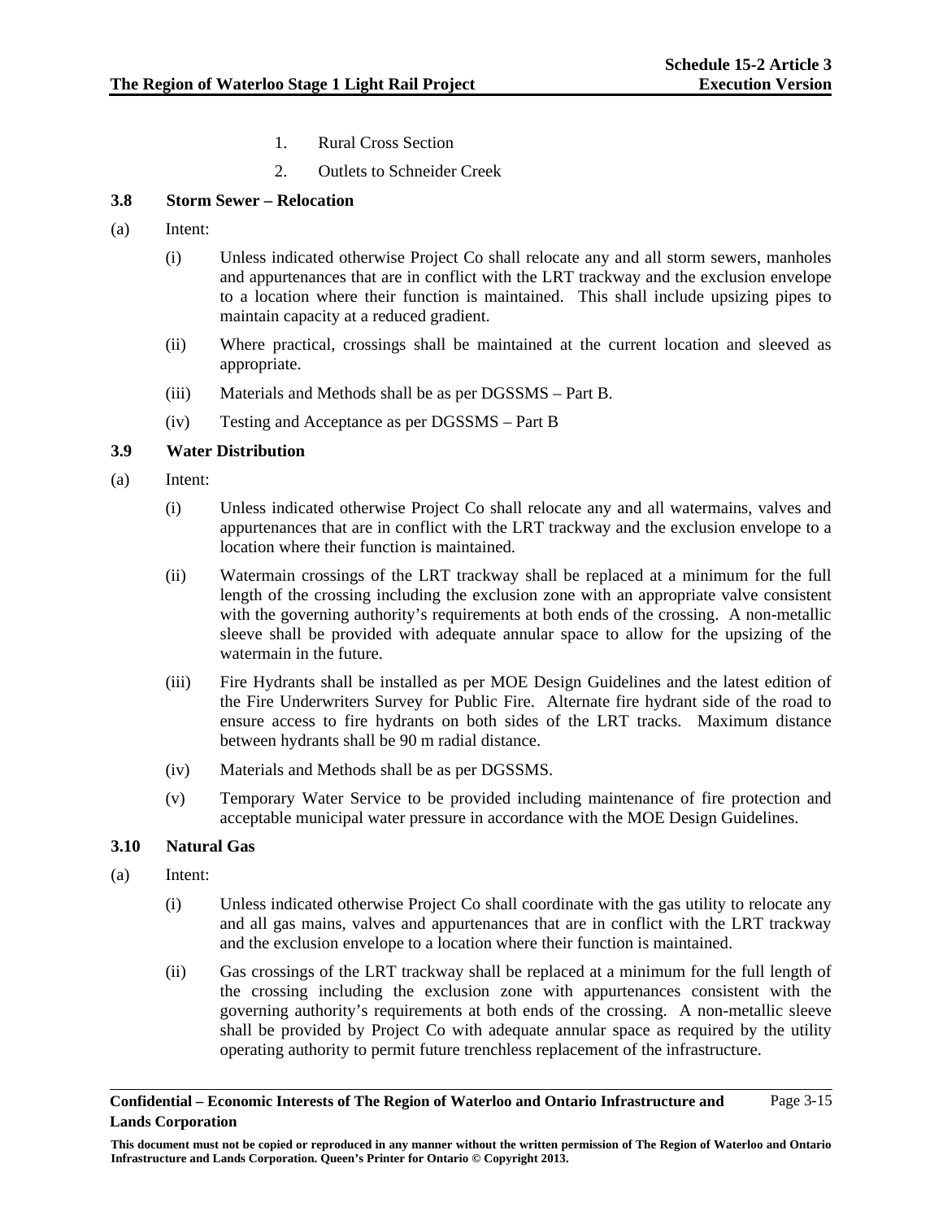1. Rural Cross Section
2. Outlets to Schneider Creek

### 3.8 Storm Sewer – Relocation

(a) Intent:

(i) Unless indicated otherwise Project Co shall relocate any and all storm sewers, manholes and appurtenances that are in conflict with the LRT trackway and the exclusion envelope to a location where their function is maintained. This shall include upsizing pipes to maintain capacity at a reduced gradient.

(ii) Where practical, crossings shall be maintained at the current location and sleeved as appropriate.

(iii) Materials and Methods shall be as per DGSSMS – Part B.

(iv) Testing and Acceptance as per DGSSMS – Part B

### 3.9 Water Distribution

(a) Intent:

(i) Unless indicated otherwise Project Co shall relocate any and all watermains, valves and appurtenances that are in conflict with the LRT trackway and the exclusion envelope to a location where their function is maintained.

(ii) Watermain crossings of the LRT trackway shall be replaced at a minimum for the full length of the crossing including the exclusion zone with an appropriate valve consistent with the governing authority's requirements at both ends of the crossing. A non-metallic sleeve shall be provided with adequate annular space to allow for the upsizing of the watermain in the future.

(iii) Fire Hydrants shall be installed as per MOE Design Guidelines and the latest edition of the Fire Underwriters Survey for Public Fire. Alternate fire hydrant side of the road to ensure access to fire hydrants on both sides of the LRT tracks. Maximum distance between hydrants shall be 90 m radial distance.

(iv) Materials and Methods shall be as per DGSSMS.

(v) Temporary Water Service to be provided including maintenance of fire protection and acceptable municipal water pressure in accordance with the MOE Design Guidelines.

### 3.10 Natural Gas

(a) Intent:

(i) Unless indicated otherwise Project Co shall coordinate with the gas utility to relocate any and all gas mains, valves and appurtenances that are in conflict with the LRT trackway and the exclusion envelope to a location where their function is maintained.

(ii) Gas crossings of the LRT trackway shall be replaced at a minimum for the full length of the crossing including the exclusion zone with appurtenances consistent with the governing authority's requirements at both ends of the crossing. A non-metallic sleeve shall be provided by Project Co with adequate annular space as required by the utility operating authority to permit future trenchless replacement of the infrastructure.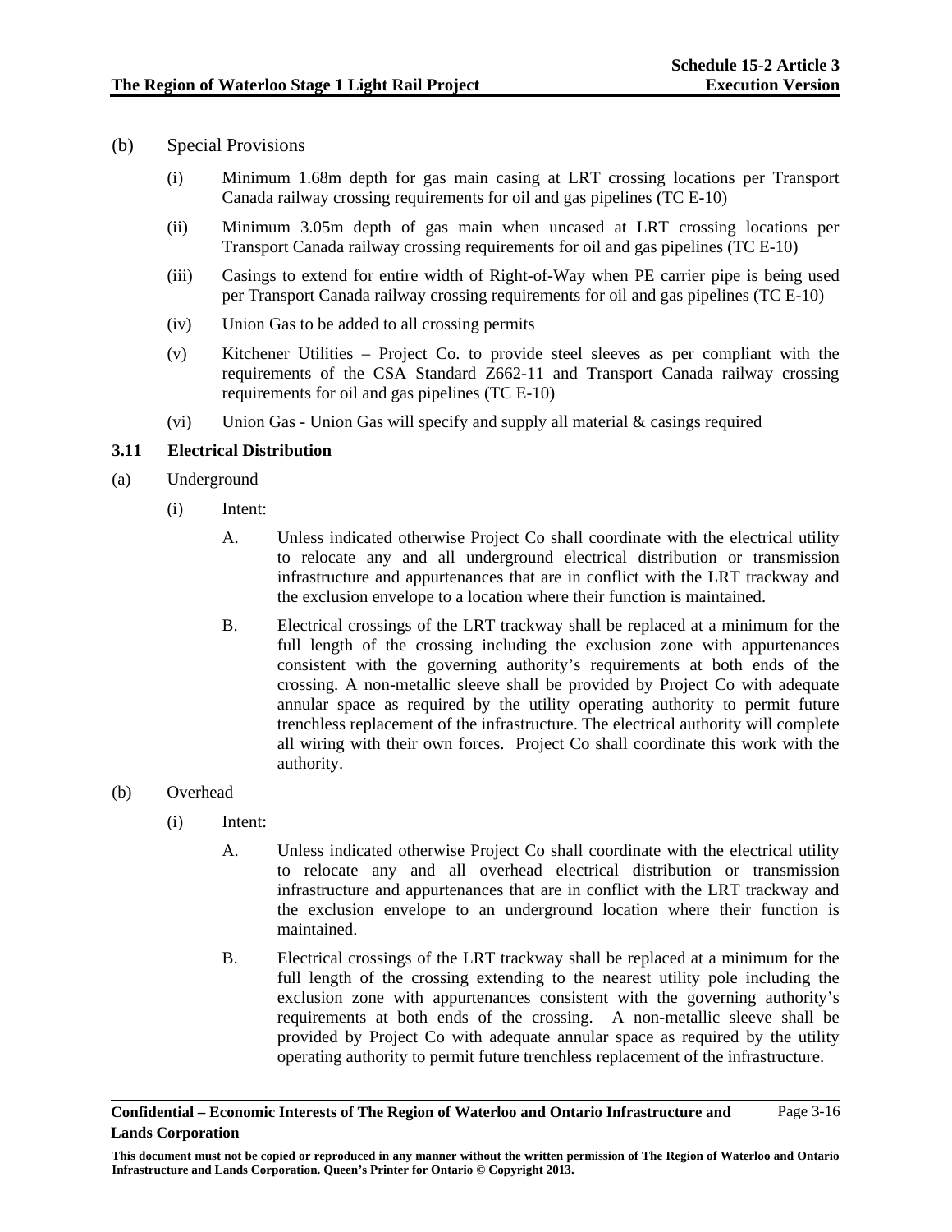(b) Special Provisions

(i) Minimum 1.68m depth for gas main casing at LRT crossing locations per Transport Canada railway crossing requirements for oil and gas pipelines (TC E-10)

(ii) Minimum 3.05m depth of gas main when uncased at LRT crossing locations per Transport Canada railway crossing requirements for oil and gas pipelines (TC E-10)

(iii) Casings to extend for entire width of Right-of-Way when PE carrier pipe is being used per Transport Canada railway crossing requirements for oil and gas pipelines (TC E-10)

(iv) Union Gas to be added to all crossing permits

(v) Kitchener Utilities – Project Co. to provide steel sleeves as per compliant with the requirements of the CSA Standard Z662-11 and Transport Canada railway crossing requirements for oil and gas pipelines (TC E-10)

(vi) Union Gas - Union Gas will specify and supply all material & casings required

### 3.11 Electrical Distribution

(a) Underground

(i) Intent:

A. Unless indicated otherwise Project Co shall coordinate with the electrical utility to relocate any and all underground electrical distribution or transmission infrastructure and appurtenances that are in conflict with the LRT trackway and the exclusion envelope to a location where their function is maintained.

B. Electrical crossings of the LRT trackway shall be replaced at a minimum for the full length of the crossing including the exclusion zone with appurtenances consistent with the governing authority's requirements at both ends of the crossing. A non-metallic sleeve shall be provided by Project Co with adequate annular space as required by the utility operating authority to permit future trenchless replacement of the infrastructure. The electrical authority will complete all wiring with their own forces. Project Co shall coordinate this work with the authority.

(b) Overhead

(i) Intent:

A. Unless indicated otherwise Project Co shall coordinate with the electrical utility to relocate any and all overhead electrical distribution or transmission infrastructure and appurtenances that are in conflict with the LRT trackway and the exclusion envelope to an underground location where their function is maintained.

B. Electrical crossings of the LRT trackway shall be replaced at a minimum for the full length of the crossing extending to the nearest utility pole including the exclusion zone with appurtenances consistent with the governing authority's requirements at both ends of the crossing. A non-metallic sleeve shall be provided by Project Co with adequate annular space as required by the utility operating authority to permit future trenchless replacement of the infrastructure.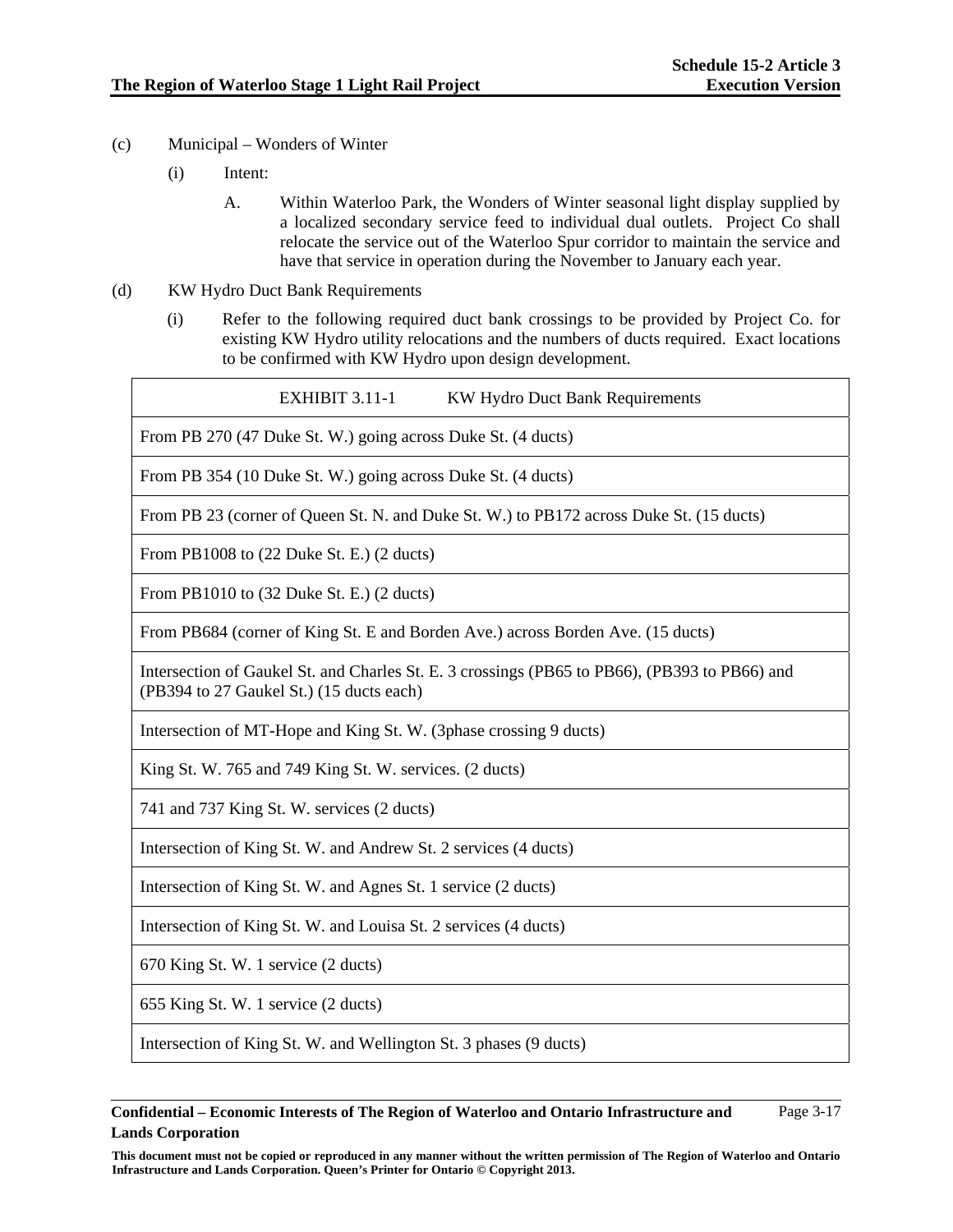(c) Municipal – Wonders of Winter

   (i) Intent:

      A. Within Waterloo Park, the Wonders of Winter seasonal light display supplied by a localized secondary service feed to individual dual outlets. Project Co shall relocate the service out of the Waterloo Spur corridor to maintain the service and have that service in operation during the November to January each year.

(d) KW Hydro Duct Bank Requirements

   (i) Refer to the following required duct bank crossings to be provided by Project Co. for existing KW Hydro utility relocations and the numbers of ducts required. Exact locations to be confirmed with KW Hydro upon design development.

| EXHIBIT 3.11-1 KW Hydro Duct Bank Requirements |
|---|
| From PB 270 (47 Duke St. W.) going across Duke St. (4 ducts) |
| From PB 354 (10 Duke St. W.) going across Duke St. (4 ducts) |
| From PB 23 (corner of Queen St. N. and Duke St. W.) to PB172 across Duke St. (15 ducts) |
| From PB1008 to (22 Duke St. E.) (2 ducts) |
| From PB1010 to (32 Duke St. E.) (2 ducts) |
| From PB684 (corner of King St. E and Borden Ave.) across Borden Ave. (15 ducts) |
| Intersection of Gaukel St. and Charles St. E. 3 crossings (PB65 to PB66), (PB393 to PB66) and (PB394 to 27 Gaukel St.) (15 ducts each) |
| Intersection of MT-Hope and King St. W. (3phase crossing 9 ducts) |
| King St. W. 765 and 749 King St. W. services. (2 ducts) |
| 741 and 737 King St. W. services (2 ducts) |
| Intersection of King St. W. and Andrew St. 2 services (4 ducts) |
| Intersection of King St. W. and Agnes St. 1 service (2 ducts) |
| Intersection of King St. W. and Louisa St. 2 services (4 ducts) |
| 670 King St. W. 1 service (2 ducts) |
| 655 King St. W. 1 service (2 ducts) |
| Intersection of King St. W. and Wellington St. 3 phases (9 ducts) |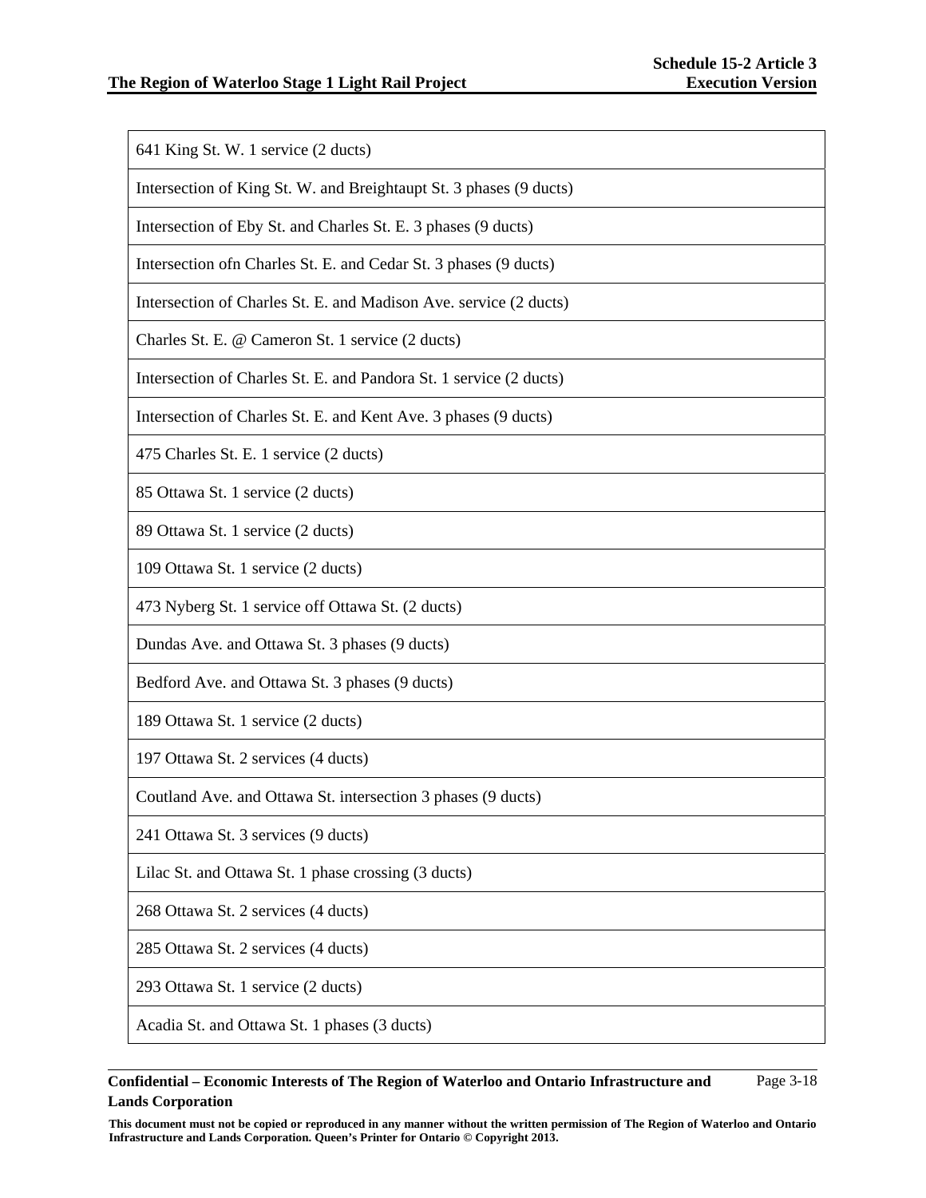| |
|---|
| 641 King St. W. 1 service (2 ducts) |
| Intersection of King St. W. and Breightaupt St. 3 phases (9 ducts) |
| Intersection of Eby St. and Charles St. E. 3 phases (9 ducts) |
| Intersection ofn Charles St. E. and Cedar St. 3 phases (9 ducts) |
| Intersection of Charles St. E. and Madison Ave. service (2 ducts) |
| Charles St. E. @ Cameron St. 1 service (2 ducts) |
| Intersection of Charles St. E. and Pandora St. 1 service (2 ducts) |
| Intersection of Charles St. E. and Kent Ave. 3 phases (9 ducts) |
| 475 Charles St. E. 1 service (2 ducts) |
| 85 Ottawa St. 1 service (2 ducts) |
| 89 Ottawa St. 1 service (2 ducts) |
| 109 Ottawa St. 1 service (2 ducts) |
| 473 Nyberg St. 1 service off Ottawa St. (2 ducts) |
| Dundas Ave. and Ottawa St. 3 phases (9 ducts) |
| Bedford Ave. and Ottawa St. 3 phases (9 ducts) |
| 189 Ottawa St. 1 service (2 ducts) |
| 197 Ottawa St. 2 services (4 ducts) |
| Coutland Ave. and Ottawa St. intersection 3 phases (9 ducts) |
| 241 Ottawa St. 3 services (9 ducts) |
| Lilac St. and Ottawa St. 1 phase crossing (3 ducts) |
| 268 Ottawa St. 2 services (4 ducts) |
| 285 Ottawa St. 2 services (4 ducts) |
| 293 Ottawa St. 1 service (2 ducts) |
| Acadia St. and Ottawa St. 1 phases (3 ducts) |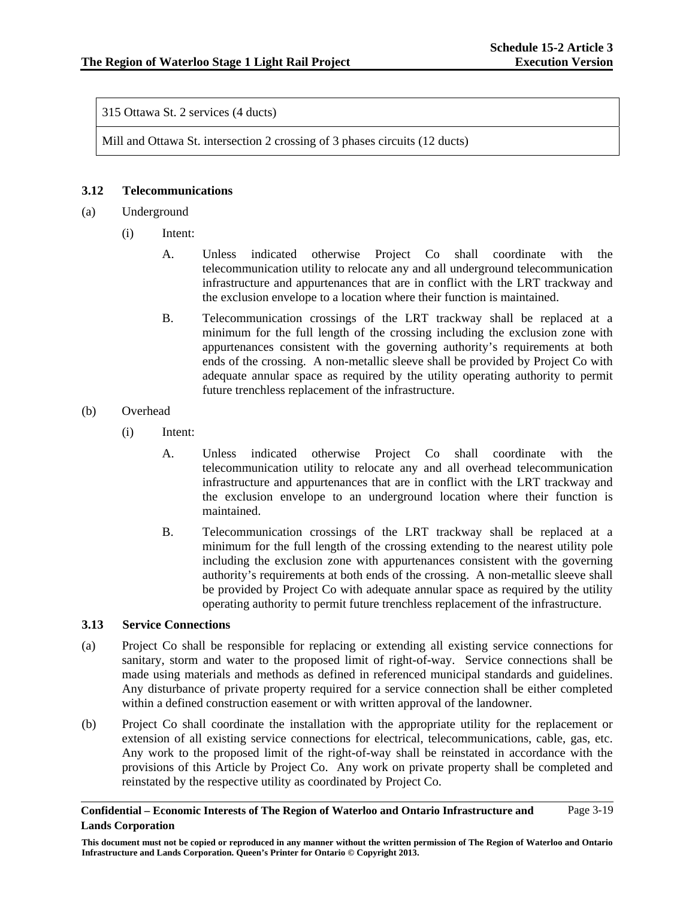| 315 Ottawa St. 2 services (4 ducts) |
| --- |
| Mill and Ottawa St. intersection 2 crossing of 3 phases circuits (12 ducts) |

### 3.12 Telecommunications

(a) Underground

(i) Intent:

A. Unless indicated otherwise Project Co shall coordinate with the telecommunication utility to relocate any and all underground telecommunication infrastructure and appurtenances that are in conflict with the LRT trackway and the exclusion envelope to a location where their function is maintained.

B. Telecommunication crossings of the LRT trackway shall be replaced at a minimum for the full length of the crossing including the exclusion zone with appurtenances consistent with the governing authority's requirements at both ends of the crossing. A non-metallic sleeve shall be provided by Project Co with adequate annular space as required by the utility operating authority to permit future trenchless replacement of the infrastructure.

(b) Overhead

(i) Intent:

A. Unless indicated otherwise Project Co shall coordinate with the telecommunication utility to relocate any and all overhead telecommunication infrastructure and appurtenances that are in conflict with the LRT trackway and the exclusion envelope to an underground location where their function is maintained.

B. Telecommunication crossings of the LRT trackway shall be replaced at a minimum for the full length of the crossing extending to the nearest utility pole including the exclusion zone with appurtenances consistent with the governing authority's requirements at both ends of the crossing. A non-metallic sleeve shall be provided by Project Co with adequate annular space as required by the utility operating authority to permit future trenchless replacement of the infrastructure.

### 3.13 Service Connections

(a) Project Co shall be responsible for replacing or extending all existing service connections for sanitary, storm and water to the proposed limit of right-of-way. Service connections shall be made using materials and methods as defined in referenced municipal standards and guidelines. Any disturbance of private property required for a service connection shall be either completed within a defined construction easement or with written approval of the landowner.

(b) Project Co shall coordinate the installation with the appropriate utility for the replacement or extension of all existing service connections for electrical, telecommunications, cable, gas, etc. Any work to the proposed limit of the right-of-way shall be reinstated in accordance with the provisions of this Article by Project Co. Any work on private property shall be completed and reinstated by the respective utility as coordinated by Project Co.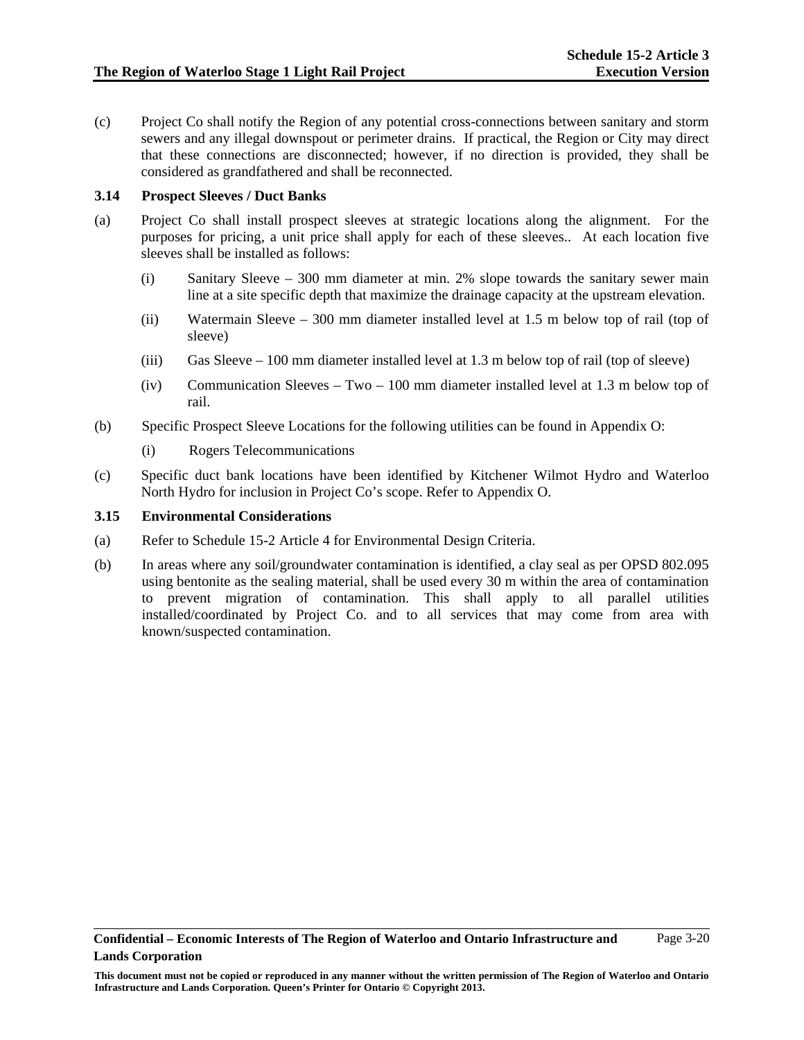(c) Project Co shall notify the Region of any potential cross-connections between sanitary and storm sewers and any illegal downspout or perimeter drains. If practical, the Region or City may direct that these connections are disconnected; however, if no direction is provided, they shall be considered as grandfathered and shall be reconnected.

### 3.14 Prospect Sleeves / Duct Banks

(a) Project Co shall install prospect sleeves at strategic locations along the alignment. For the purposes for pricing, a unit price shall apply for each of these sleeves.. At each location five sleeves shall be installed as follows:

  (i) Sanitary Sleeve – 300 mm diameter at min. 2% slope towards the sanitary sewer main line at a site specific depth that maximize the drainage capacity at the upstream elevation.

  (ii) Watermain Sleeve – 300 mm diameter installed level at 1.5 m below top of rail (top of sleeve)

  (iii) Gas Sleeve – 100 mm diameter installed level at 1.3 m below top of rail (top of sleeve)

  (iv) Communication Sleeves – Two – 100 mm diameter installed level at 1.3 m below top of rail.

(b) Specific Prospect Sleeve Locations for the following utilities can be found in Appendix O:

  (i) Rogers Telecommunications

(c) Specific duct bank locations have been identified by Kitchener Wilmot Hydro and Waterloo North Hydro for inclusion in Project Co's scope. Refer to Appendix O.

### 3.15 Environmental Considerations

(a) Refer to Schedule 15-2 Article 4 for Environmental Design Criteria.

(b) In areas where any soil/groundwater contamination is identified, a clay seal as per OPSD 802.095 using bentonite as the sealing material, shall be used every 30 m within the area of contamination to prevent migration of contamination. This shall apply to all parallel utilities installed/coordinated by Project Co. and to all services that may come from area with known/suspected contamination.